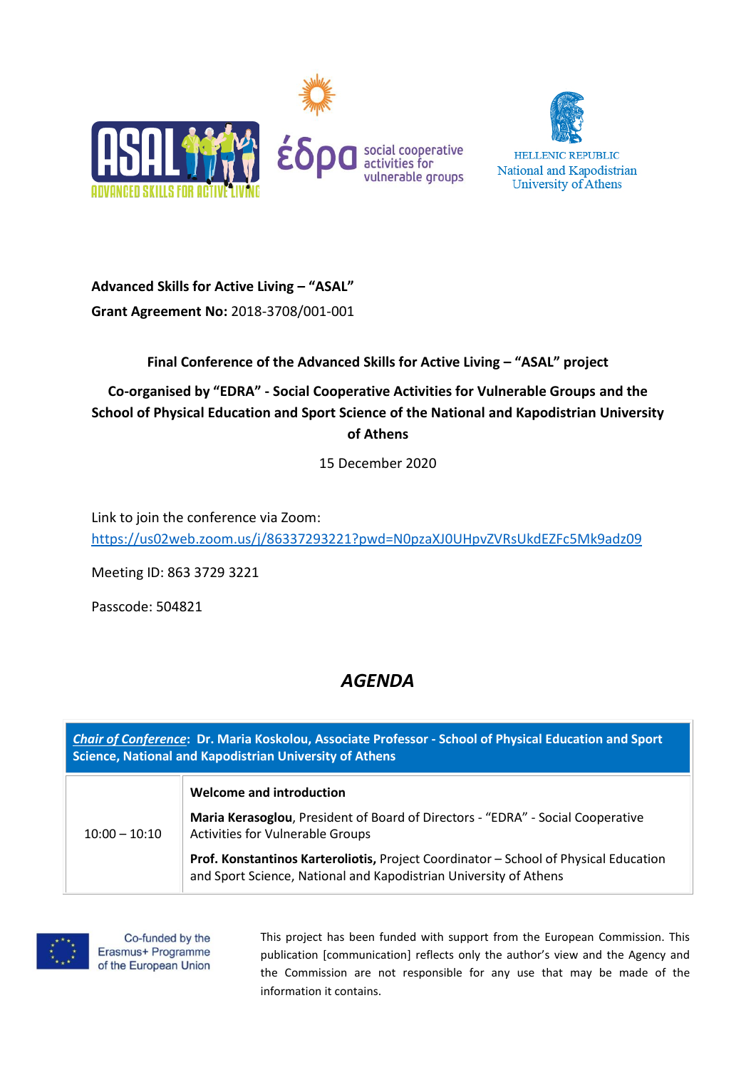**Advanced Skills for Active Living – "ASAL"**

**Grant Agreement No:** 2018-3708/001-001

**Final Conference of the Advanced Skills for Active Living – "ASAL" project**

**Co-organised by "EDRA" - Social Cooperative Activities for Vulnerable Groups and the School of Physical Education and Sport Science of the National and Kapodistrian University of Athens**

15 December 2020

Link to join the conference via Zoom:
https://us02web.zoom.us/j/86337293221?pwd=N0pzaXJ0UHpvZVRsUkdEZFc5Mk9adz09

Meeting ID: 863 3729 3221

Passcode: 504821

# *AGENDA*

| ***Chair of Conference*: Dr. Maria Koskolou, Associate Professor - School of Physical Education and Sport Science, National and Kapodistrian University of Athens** | |
|---|---|
| 10:00 – 10:10 | **Welcome and introduction**<br>**Maria Kerasoglou**, President of Board of Directors - "EDRA" - Social Cooperative Activities for Vulnerable Groups<br>**Prof. Konstantinos Karteroliotis,** Project Coordinator – School of Physical Education and Sport Science, National and Kapodistrian University of Athens |

Co-funded by the Erasmus+ Programme of the European Union

This project has been funded with support from the European Commission. This publication [communication] reflects only the author's view and the Agency and the Commission are not responsible for any use that may be made of the information it contains.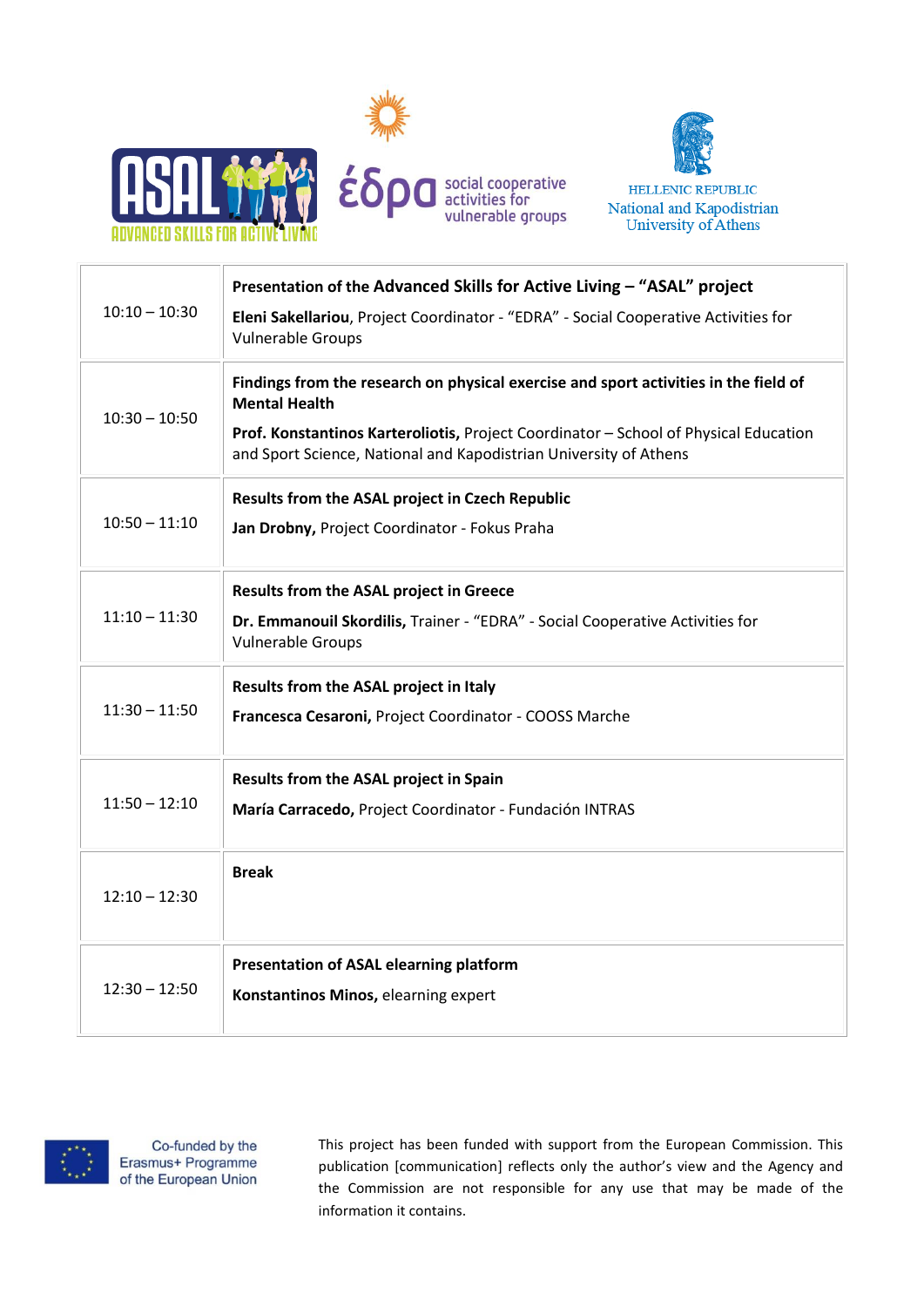| | |
|---|---|
| 10:10 – 10:30 | **Presentation of the Advanced Skills for Active Living – “ASAL” project**<br>**Eleni Sakellariou**, Project Coordinator - “EDRA” - Social Cooperative Activities for Vulnerable Groups |
| 10:30 – 10:50 | **Findings from the research on physical exercise and sport activities in the field of Mental Health**<br>**Prof. Konstantinos Karteroliotis,** Project Coordinator – School of Physical Education and Sport Science, National and Kapodistrian University of Athens |
| 10:50 – 11:10 | **Results from the ASAL project in Czech Republic**<br>**Jan Drobny,** Project Coordinator - Fokus Praha |
| 11:10 – 11:30 | **Results from the ASAL project in Greece**<br>**Dr. Emmanouil Skordilis,** Trainer - “EDRA” - Social Cooperative Activities for Vulnerable Groups |
| 11:30 – 11:50 | **Results from the ASAL project in Italy**<br>**Francesca Cesaroni,** Project Coordinator - COOSS Marche |
| 11:50 – 12:10 | **Results from the ASAL project in Spain**<br>**María Carracedo,** Project Coordinator - Fundación INTRAS |
| 12:10 – 12:30 | **Break** |
| 12:30 – 12:50 | **Presentation of ASAL elearning platform**<br>**Konstantinos Minos,** elearning expert |

Co-funded by the Erasmus+ Programme of the European Union

This project has been funded with support from the European Commission. This publication [communication] reflects only the author’s view and the Agency and the Commission are not responsible for any use that may be made of the information it contains.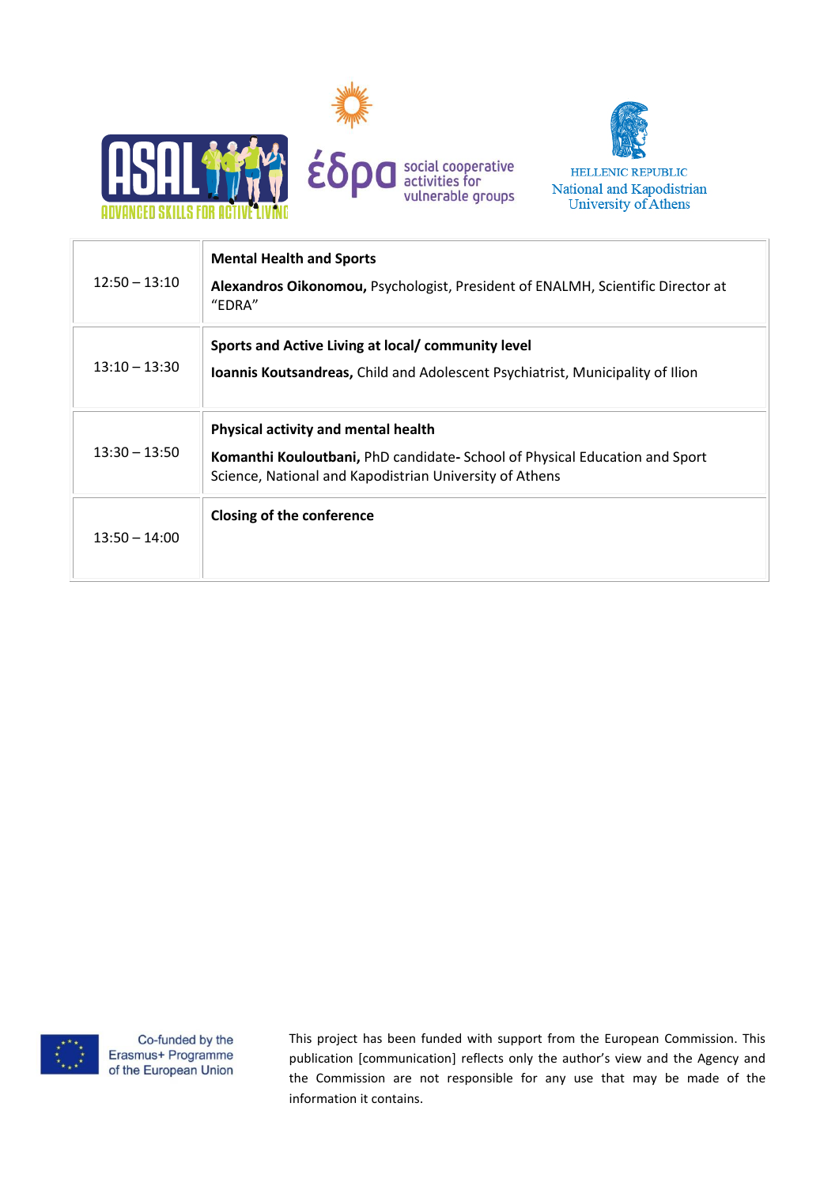| | |
|---|---|
| 12:50 – 13:10 | **Mental Health and Sports**<br>**Alexandros Oikonomou,** Psychologist, President of ENALMH, Scientific Director at "EDRA" |
| 13:10 – 13:30 | **Sports and Active Living at local/ community level**<br>**Ioannis Koutsandreas,** Child and Adolescent Psychiatrist, Municipality of Ilion |
| 13:30 – 13:50 | **Physical activity and mental health**<br>**Komanthi Kouloutbani,** PhD candidate- School of Physical Education and Sport Science, National and Kapodistrian University of Athens |
| 13:50 – 14:00 | **Closing of the conference** |

Co-funded by the Erasmus+ Programme of the European Union

This project has been funded with support from the European Commission. This publication [communication] reflects only the author's view and the Agency and the Commission are not responsible for any use that may be made of the information it contains.